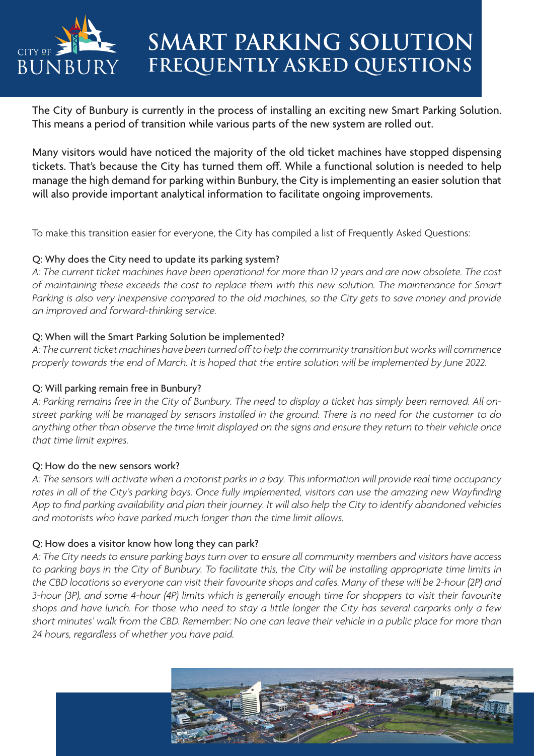# SMART PARKING SOLUTION
## FREQUENTLY ASKED QUESTIONS

The City of Bunbury is currently in the process of installing an exciting new Smart Parking Solution. This means a period of transition while various parts of the new system are rolled out.

Many visitors would have noticed the majority of the old ticket machines have stopped dispensing tickets. That's because the City has turned them off. While a functional solution is needed to help manage the high demand for parking within Bunbury, the City is implementing an easier solution that will also provide important analytical information to facilitate ongoing improvements.

To make this transition easier for everyone, the City has compiled a list of Frequently Asked Questions:

Q: Why does the City need to update its parking system?

*A: The current ticket machines have been operational for more than 12 years and are now obsolete. The cost of maintaining these exceeds the cost to replace them with this new solution. The maintenance for Smart Parking is also very inexpensive compared to the old machines, so the City gets to save money and provide an improved and forward-thinking service.*

Q: When will the Smart Parking Solution be implemented?

*A: The current ticket machines have been turned off to help the community transition but works will commence properly towards the end of March. It is hoped that the entire solution will be implemented by June 2022.*

Q: Will parking remain free in Bunbury?

*A: Parking remains free in the City of Bunbury. The need to display a ticket has simply been removed. All on-street parking will be managed by sensors installed in the ground. There is no need for the customer to do anything other than observe the time limit displayed on the signs and ensure they return to their vehicle once that time limit expires.*

Q: How do the new sensors work?

*A: The sensors will activate when a motorist parks in a bay. This information will provide real time occupancy rates in all of the City's parking bays. Once fully implemented, visitors can use the amazing new Wayfinding App to find parking availability and plan their journey. It will also help the City to identify abandoned vehicles and motorists who have parked much longer than the time limit allows.*

Q: How does a visitor know how long they can park?

*A: The City needs to ensure parking bays turn over to ensure all community members and visitors have access to parking bays in the City of Bunbury. To facilitate this, the City will be installing appropriate time limits in the CBD locations so everyone can visit their favourite shops and cafes. Many of these will be 2-hour (2P) and 3-hour (3P), and some 4-hour (4P) limits which is generally enough time for shoppers to visit their favourite shops and have lunch. For those who need to stay a little longer the City has several carparks only a few short minutes' walk from the CBD. Remember: No one can leave their vehicle in a public place for more than 24 hours, regardless of whether you have paid.*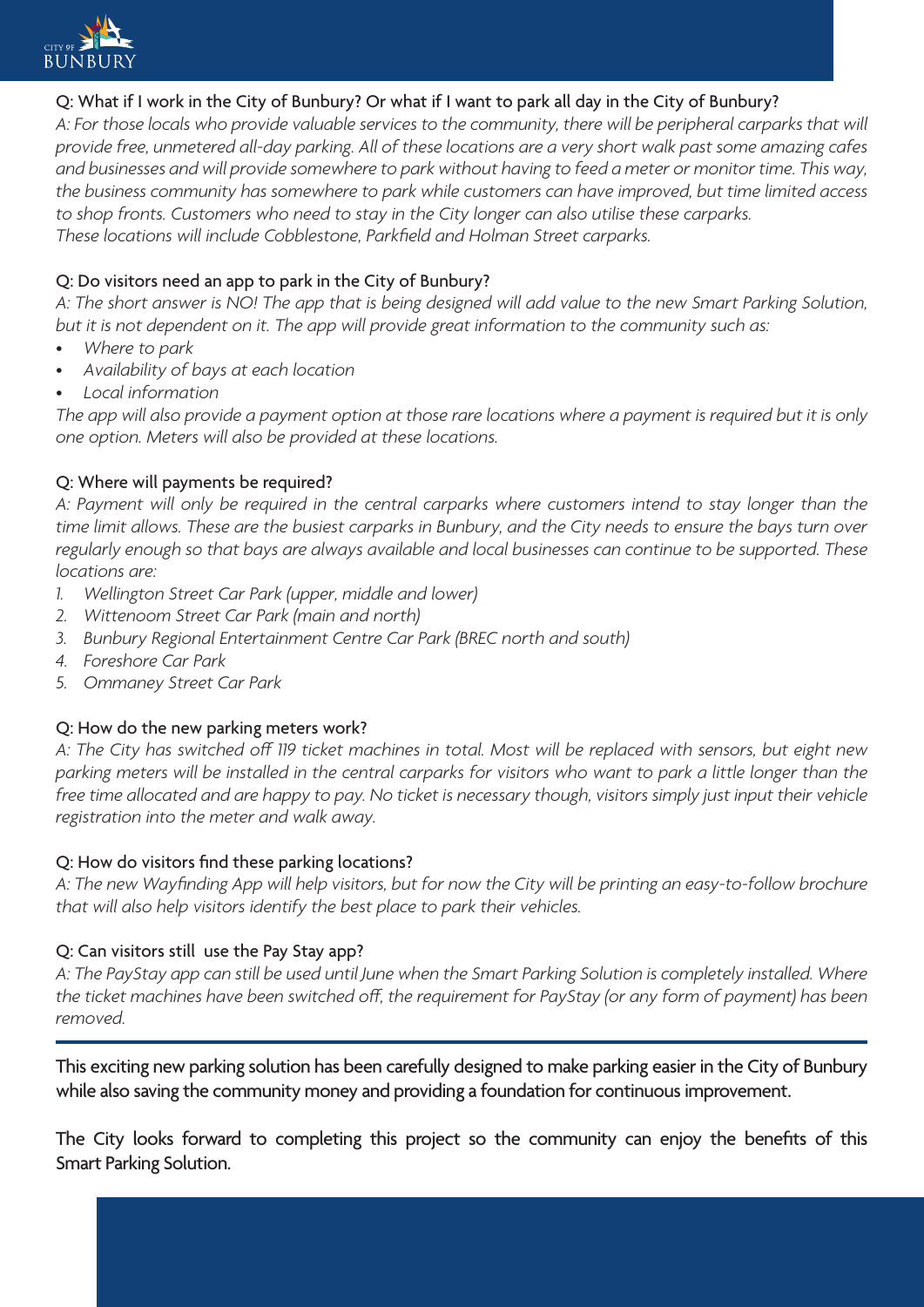**Q: What if I work in the City of Bunbury? Or what if I want to park all day in the City of Bunbury?**

*A: For those locals who provide valuable services to the community, there will be peripheral carparks that will provide free, unmetered all-day parking. All of these locations are a very short walk past some amazing cafes and businesses and will provide somewhere to park without having to feed a meter or monitor time. This way, the business community has somewhere to park while customers can have improved, but time limited access to shop fronts. Customers who need to stay in the City longer can also utilise these carparks.*
*These locations will include Cobblestone, Parkfield and Holman Street carparks.*

**Q: Do visitors need an app to park in the City of Bunbury?**

*A: The short answer is NO! The app that is being designed will add value to the new Smart Parking Solution, but it is not dependent on it. The app will provide great information to the community such as:*

- *Where to park*
- *Availability of bays at each location*
- *Local information*

*The app will also provide a payment option at those rare locations where a payment is required but it is only one option. Meters will also be provided at these locations.*

**Q: Where will payments be required?**

*A: Payment will only be required in the central carparks where customers intend to stay longer than the time limit allows. These are the busiest carparks in Bunbury, and the City needs to ensure the bays turn over regularly enough so that bays are always available and local businesses can continue to be supported. These locations are:*

1. *Wellington Street Car Park (upper, middle and lower)*
2. *Wittenoom Street Car Park (main and north)*
3. *Bunbury Regional Entertainment Centre Car Park (BREC north and south)*
4. *Foreshore Car Park*
5. *Ommaney Street Car Park*

**Q: How do the new parking meters work?**

*A: The City has switched off 119 ticket machines in total. Most will be replaced with sensors, but eight new parking meters will be installed in the central carparks for visitors who want to park a little longer than the free time allocated and are happy to pay. No ticket is necessary though, visitors simply just input their vehicle registration into the meter and walk away.*

**Q: How do visitors find these parking locations?**

*A: The new Wayfinding App will help visitors, but for now the City will be printing an easy-to-follow brochure that will also help visitors identify the best place to park their vehicles.*

**Q: Can visitors still use the Pay Stay app?**

*A: The PayStay app can still be used until June when the Smart Parking Solution is completely installed. Where the ticket machines have been switched off, the requirement for PayStay (or any form of payment) has been removed.*

---

This exciting new parking solution has been carefully designed to make parking easier in the City of Bunbury while also saving the community money and providing a foundation for continuous improvement.

The City looks forward to completing this project so the community can enjoy the benefits of this Smart Parking Solution.